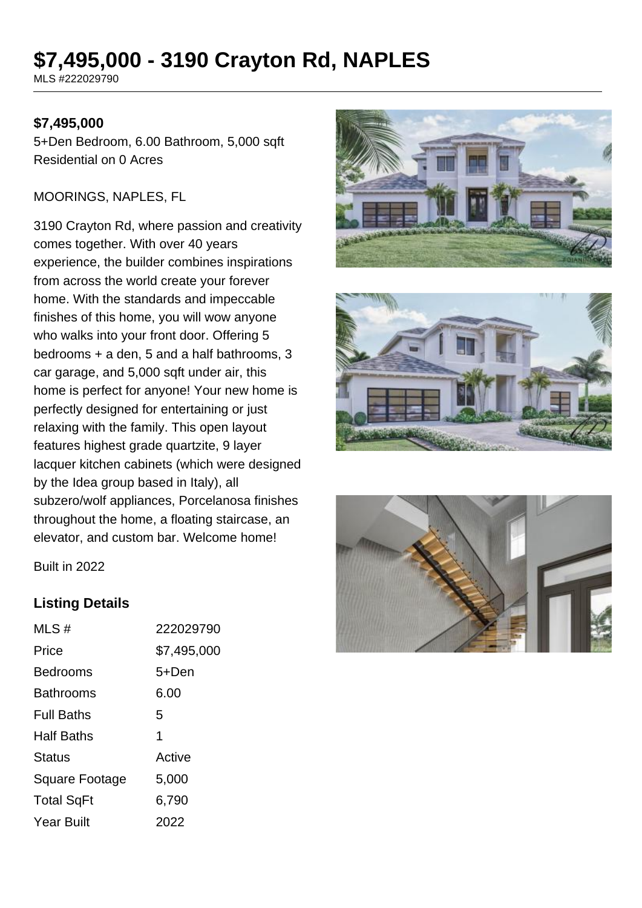# $7,495,000 - 3190 Crayton Rd, NAPLES

MLS #222029790

**$7,495,000**

5+Den Bedroom, 6.00 Bathroom, 5,000 sqft
Residential on 0 Acres

MOORINGS, NAPLES, FL

3190 Crayton Rd, where passion and creativity comes together. With over 40 years experience, the builder combines inspirations from across the world create your forever home. With the standards and impeccable finishes of this home, you will wow anyone who walks into your front door. Offering 5 bedrooms + a den, 5 and a half bathrooms, 3 car garage, and 5,000 sqft under air, this home is perfect for anyone! Your new home is perfectly designed for entertaining or just relaxing with the family. This open layout features highest grade quartzite, 9 layer lacquer kitchen cabinets (which were designed by the Idea group based in Italy), all subzero/wolf appliances, Porcelanosa finishes throughout the home, a floating staircase, an elevator, and custom bar. Welcome home!

Built in 2022

### Listing Details

| | |
|---|---|
| MLS # | 222029790 |
| Price | $7,495,000 |
| Bedrooms | 5+Den |
| Bathrooms | 6.00 |
| Full Baths | 5 |
| Half Baths | 1 |
| Status | Active |
| Square Footage | 5,000 |
| Total SqFt | 6,790 |
| Year Built | 2022 |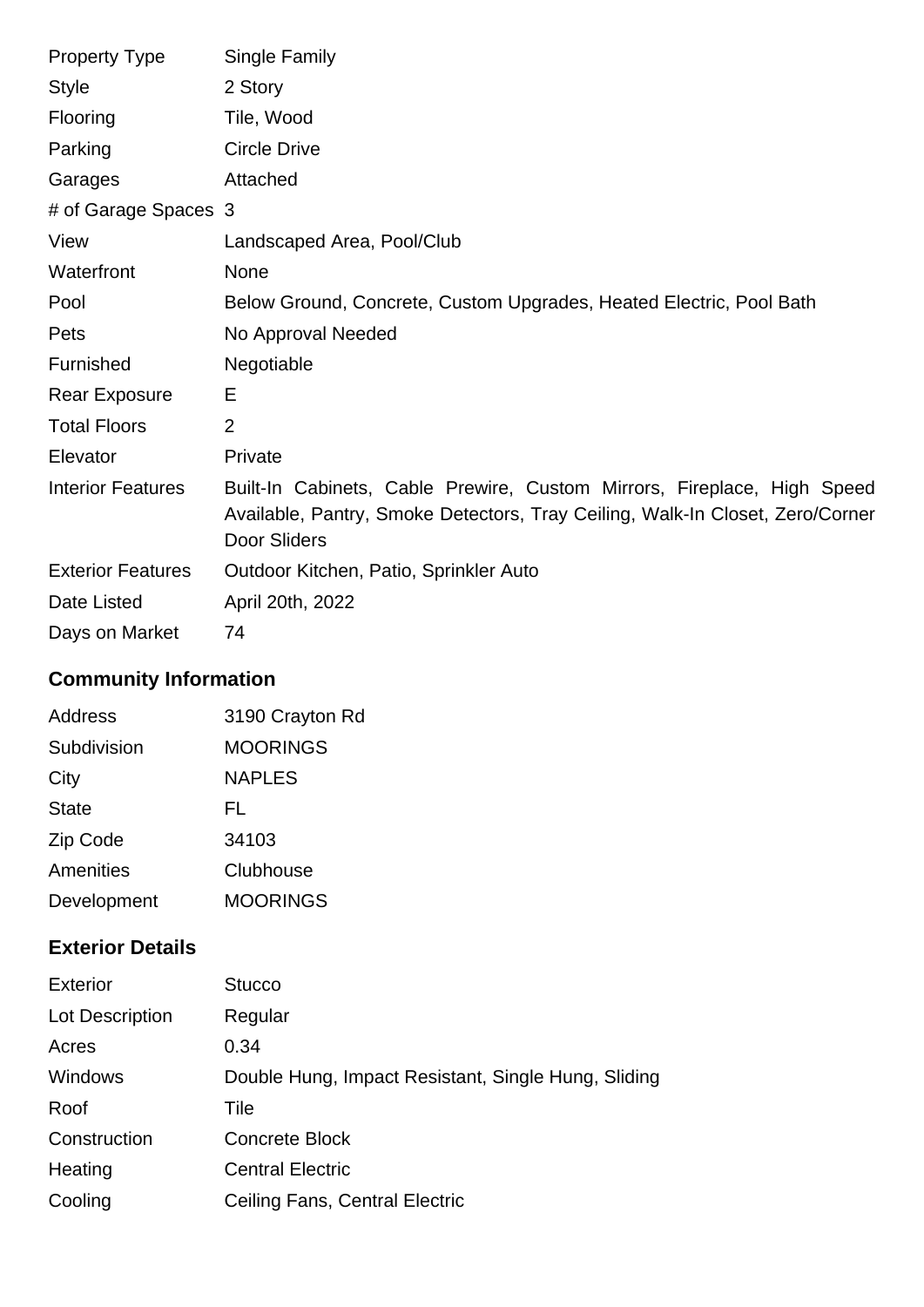| | |
|---|---|
| Property Type | Single Family |
| Style | 2 Story |
| Flooring | Tile, Wood |
| Parking | Circle Drive |
| Garages | Attached |
| # of Garage Spaces | 3 |
| View | Landscaped Area, Pool/Club |
| Waterfront | None |
| Pool | Below Ground, Concrete, Custom Upgrades, Heated Electric, Pool Bath |
| Pets | No Approval Needed |
| Furnished | Negotiable |
| Rear Exposure | E |
| Total Floors | 2 |
| Elevator | Private |
| Interior Features | Built-In Cabinets, Cable Prewire, Custom Mirrors, Fireplace, High Speed Available, Pantry, Smoke Detectors, Tray Ceiling, Walk-In Closet, Zero/Corner Door Sliders |
| Exterior Features | Outdoor Kitchen, Patio, Sprinkler Auto |
| Date Listed | April 20th, 2022 |
| Days on Market | 74 |

## Community Information

| | |
|---|---|
| Address | 3190 Crayton Rd |
| Subdivision | MOORINGS |
| City | NAPLES |
| State | FL |
| Zip Code | 34103 |
| Amenities | Clubhouse |
| Development | MOORINGS |

## Exterior Details

| | |
|---|---|
| Exterior | Stucco |
| Lot Description | Regular |
| Acres | 0.34 |
| Windows | Double Hung, Impact Resistant, Single Hung, Sliding |
| Roof | Tile |
| Construction | Concrete Block |
| Heating | Central Electric |
| Cooling | Ceiling Fans, Central Electric |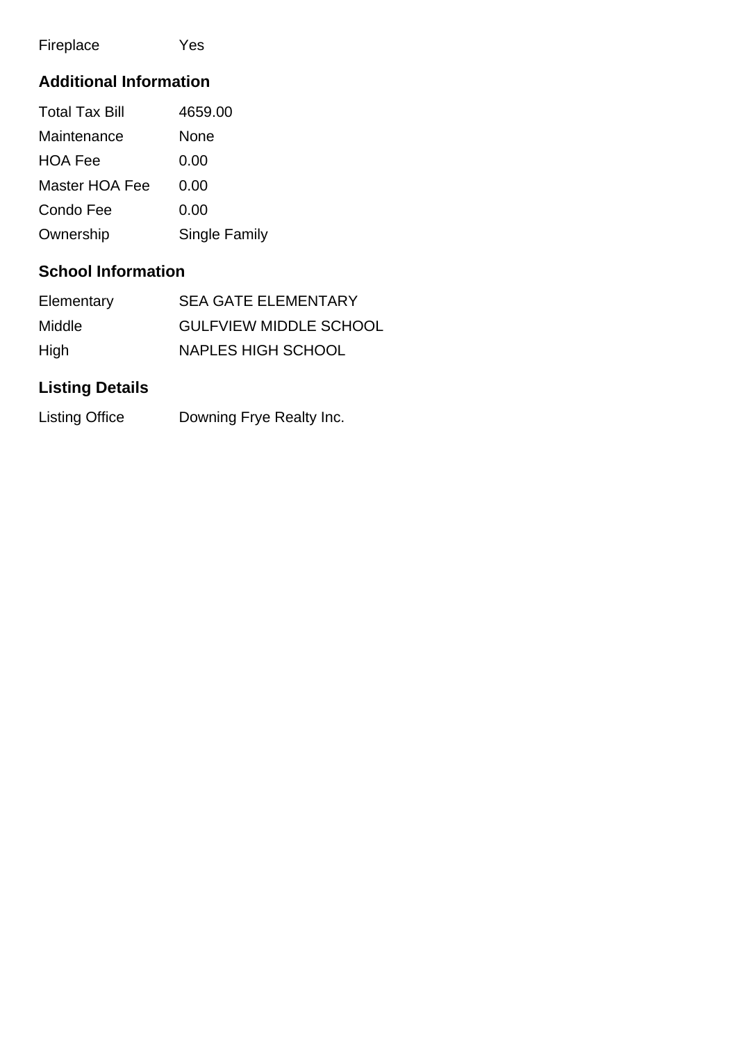| | |
|---|---|
| Fireplace | Yes |

## Additional Information

| | |
|---|---|
| Total Tax Bill | 4659.00 |
| Maintenance | None |
| HOA Fee | 0.00 |
| Master HOA Fee | 0.00 |
| Condo Fee | 0.00 |
| Ownership | Single Family |

## School Information

| | |
|---|---|
| Elementary | SEA GATE ELEMENTARY |
| Middle | GULFVIEW MIDDLE SCHOOL |
| High | NAPLES HIGH SCHOOL |

## Listing Details

| | |
|---|---|
| Listing Office | Downing Frye Realty Inc. |